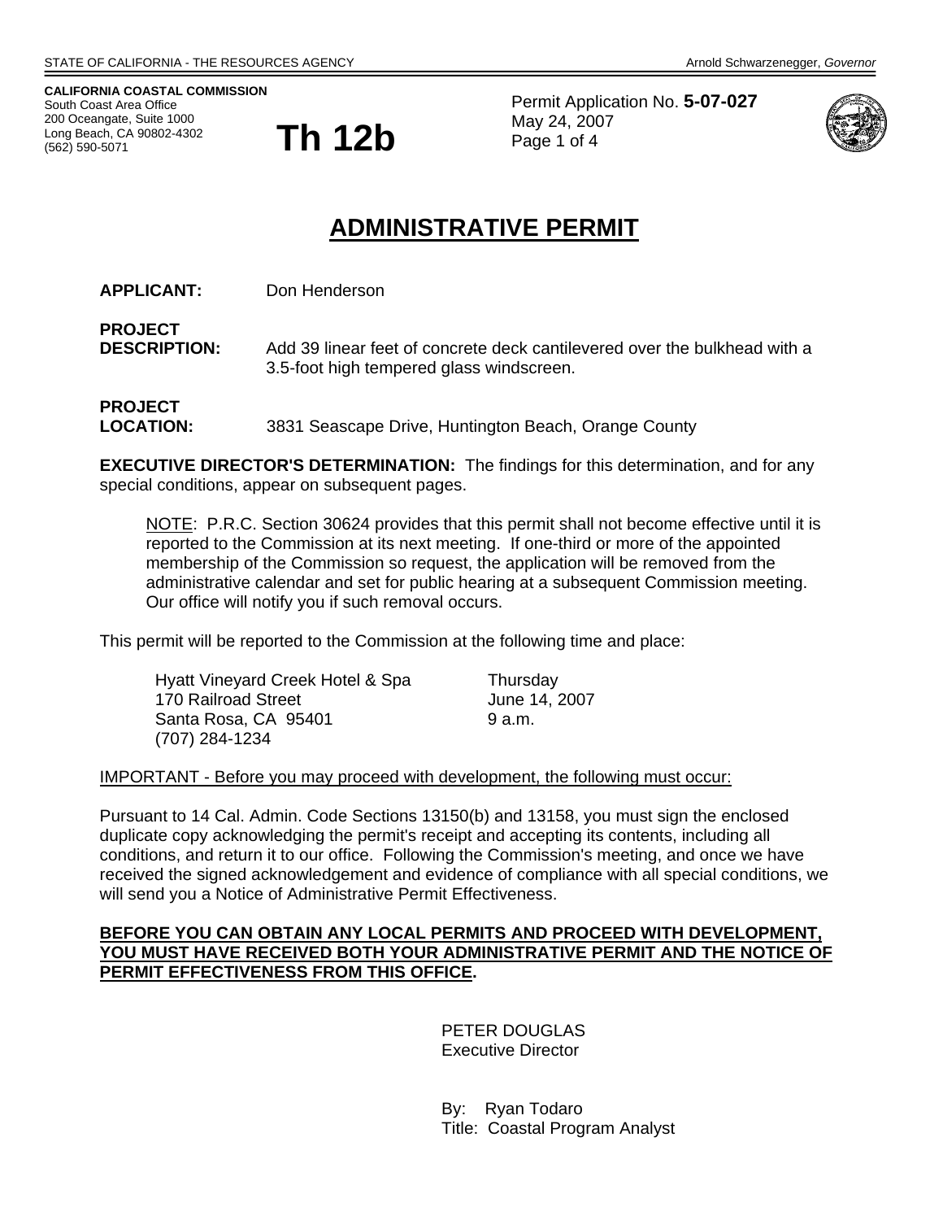STATE OF CALIFORNIA - THE RESOURCES AGENCY — Arnold Schwarzenegger, *Governor*

**CALIFORNIA COASTAL COMMISSION**
South Coast Area Office
200 Oceangate, Suite 1000
Long Beach, CA 90802-4302
(562) 590-5071

# Th 12b

Permit Application No. **5-07-027**
May 24, 2007

## ADMINISTRATIVE PERMIT

**APPLICANT:** Don Henderson

**PROJECT DESCRIPTION:** Add 39 linear feet of concrete deck cantilevered over the bulkhead with a 3.5-foot high tempered glass windscreen.

**PROJECT LOCATION:** 3831 Seascape Drive, Huntington Beach, Orange County

**EXECUTIVE DIRECTOR'S DETERMINATION:** The findings for this determination, and for any special conditions, appear on subsequent pages.

> NOTE: P.R.C. Section 30624 provides that this permit shall not become effective until it is reported to the Commission at its next meeting. If one-third or more of the appointed membership of the Commission so request, the application will be removed from the administrative calendar and set for public hearing at a subsequent Commission meeting. Our office will notify you if such removal occurs.

This permit will be reported to the Commission at the following time and place:

Hyatt Vineyard Creek Hotel & Spa
170 Railroad Street
Santa Rosa, CA 95401
(707) 284-1234

Thursday
June 14, 2007
9 a.m.

IMPORTANT - Before you may proceed with development, the following must occur:

Pursuant to 14 Cal. Admin. Code Sections 13150(b) and 13158, you must sign the enclosed duplicate copy acknowledging the permit's receipt and accepting its contents, including all conditions, and return it to our office. Following the Commission's meeting, and once we have received the signed acknowledgement and evidence of compliance with all special conditions, we will send you a Notice of Administrative Permit Effectiveness.

**BEFORE YOU CAN OBTAIN ANY LOCAL PERMITS AND PROCEED WITH DEVELOPMENT, YOU MUST HAVE RECEIVED BOTH YOUR ADMINISTRATIVE PERMIT AND THE NOTICE OF PERMIT EFFECTIVENESS FROM THIS OFFICE.**

PETER DOUGLAS
Executive Director

By: Ryan Todaro
Title: Coastal Program Analyst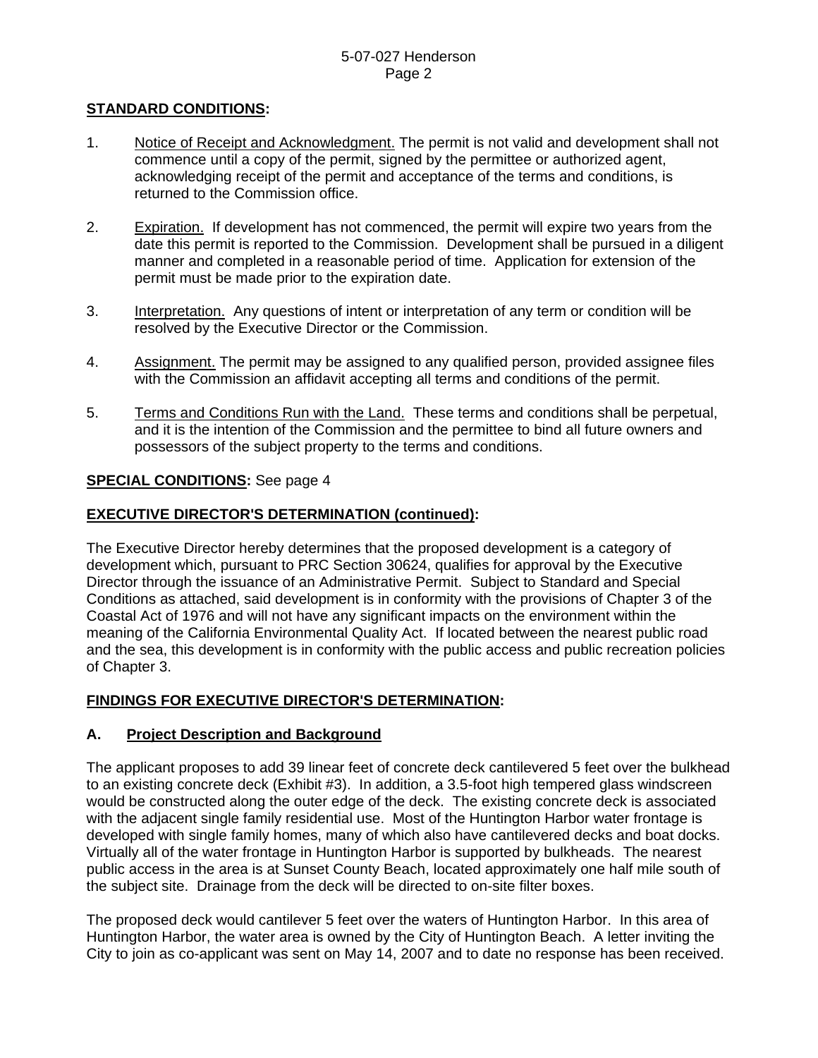## STANDARD CONDITIONS:

1. Notice of Receipt and Acknowledgment. The permit is not valid and development shall not commence until a copy of the permit, signed by the permittee or authorized agent, acknowledging receipt of the permit and acceptance of the terms and conditions, is returned to the Commission office.

2. Expiration. If development has not commenced, the permit will expire two years from the date this permit is reported to the Commission. Development shall be pursued in a diligent manner and completed in a reasonable period of time. Application for extension of the permit must be made prior to the expiration date.

3. Interpretation. Any questions of intent or interpretation of any term or condition will be resolved by the Executive Director or the Commission.

4. Assignment. The permit may be assigned to any qualified person, provided assignee files with the Commission an affidavit accepting all terms and conditions of the permit.

5. Terms and Conditions Run with the Land. These terms and conditions shall be perpetual, and it is the intention of the Commission and the permittee to bind all future owners and possessors of the subject property to the terms and conditions.

**SPECIAL CONDITIONS:** See page 4

## EXECUTIVE DIRECTOR'S DETERMINATION (continued):

The Executive Director hereby determines that the proposed development is a category of development which, pursuant to PRC Section 30624, qualifies for approval by the Executive Director through the issuance of an Administrative Permit. Subject to Standard and Special Conditions as attached, said development is in conformity with the provisions of Chapter 3 of the Coastal Act of 1976 and will not have any significant impacts on the environment within the meaning of the California Environmental Quality Act. If located between the nearest public road and the sea, this development is in conformity with the public access and public recreation policies of Chapter 3.

## FINDINGS FOR EXECUTIVE DIRECTOR'S DETERMINATION:

### A. Project Description and Background

The applicant proposes to add 39 linear feet of concrete deck cantilevered 5 feet over the bulkhead to an existing concrete deck (Exhibit #3). In addition, a 3.5-foot high tempered glass windscreen would be constructed along the outer edge of the deck. The existing concrete deck is associated with the adjacent single family residential use. Most of the Huntington Harbor water frontage is developed with single family homes, many of which also have cantilevered decks and boat docks. Virtually all of the water frontage in Huntington Harbor is supported by bulkheads. The nearest public access in the area is at Sunset County Beach, located approximately one half mile south of the subject site. Drainage from the deck will be directed to on-site filter boxes.

The proposed deck would cantilever 5 feet over the waters of Huntington Harbor. In this area of Huntington Harbor, the water area is owned by the City of Huntington Beach. A letter inviting the City to join as co-applicant was sent on May 14, 2007 and to date no response has been received.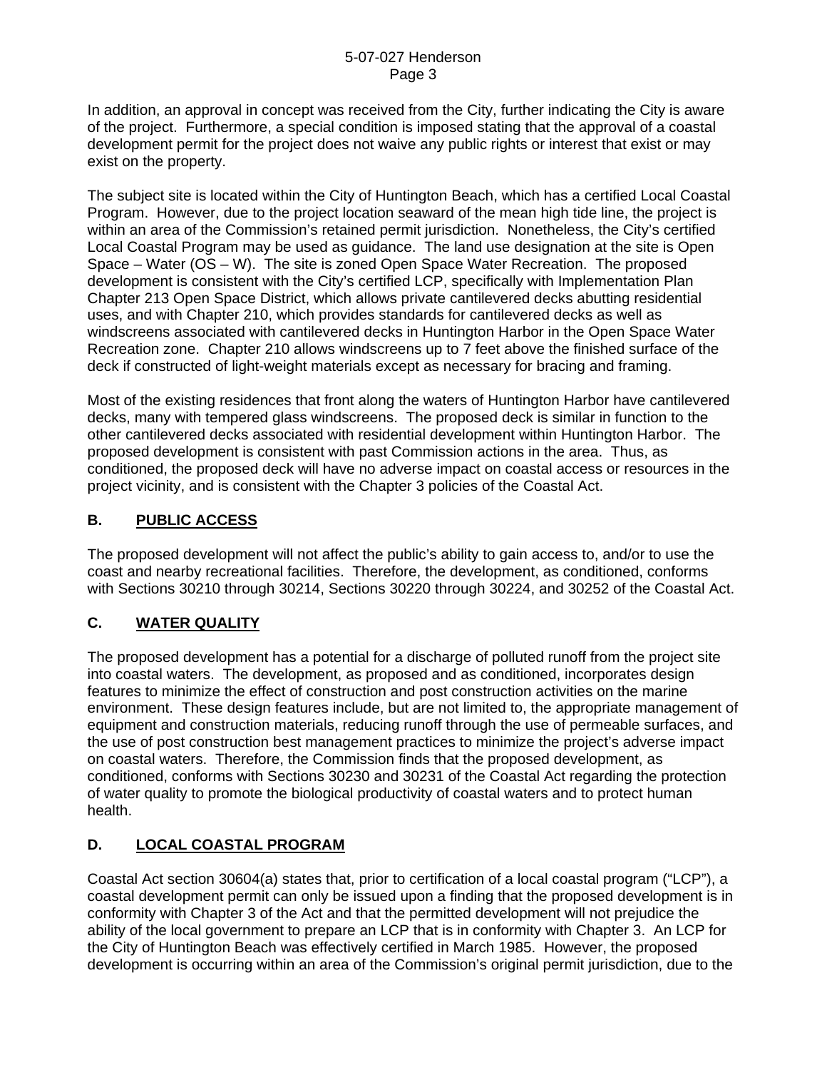In addition, an approval in concept was received from the City, further indicating the City is aware of the project. Furthermore, a special condition is imposed stating that the approval of a coastal development permit for the project does not waive any public rights or interest that exist or may exist on the property.

The subject site is located within the City of Huntington Beach, which has a certified Local Coastal Program. However, due to the project location seaward of the mean high tide line, the project is within an area of the Commission's retained permit jurisdiction. Nonetheless, the City's certified Local Coastal Program may be used as guidance. The land use designation at the site is Open Space – Water (OS – W). The site is zoned Open Space Water Recreation. The proposed development is consistent with the City's certified LCP, specifically with Implementation Plan Chapter 213 Open Space District, which allows private cantilevered decks abutting residential uses, and with Chapter 210, which provides standards for cantilevered decks as well as windscreens associated with cantilevered decks in Huntington Harbor in the Open Space Water Recreation zone. Chapter 210 allows windscreens up to 7 feet above the finished surface of the deck if constructed of light-weight materials except as necessary for bracing and framing.

Most of the existing residences that front along the waters of Huntington Harbor have cantilevered decks, many with tempered glass windscreens. The proposed deck is similar in function to the other cantilevered decks associated with residential development within Huntington Harbor. The proposed development is consistent with past Commission actions in the area. Thus, as conditioned, the proposed deck will have no adverse impact on coastal access or resources in the project vicinity, and is consistent with the Chapter 3 policies of the Coastal Act.

## B. PUBLIC ACCESS

The proposed development will not affect the public's ability to gain access to, and/or to use the coast and nearby recreational facilities. Therefore, the development, as conditioned, conforms with Sections 30210 through 30214, Sections 30220 through 30224, and 30252 of the Coastal Act.

## C. WATER QUALITY

The proposed development has a potential for a discharge of polluted runoff from the project site into coastal waters. The development, as proposed and as conditioned, incorporates design features to minimize the effect of construction and post construction activities on the marine environment. These design features include, but are not limited to, the appropriate management of equipment and construction materials, reducing runoff through the use of permeable surfaces, and the use of post construction best management practices to minimize the project's adverse impact on coastal waters. Therefore, the Commission finds that the proposed development, as conditioned, conforms with Sections 30230 and 30231 of the Coastal Act regarding the protection of water quality to promote the biological productivity of coastal waters and to protect human health.

## D. LOCAL COASTAL PROGRAM

Coastal Act section 30604(a) states that, prior to certification of a local coastal program ("LCP"), a coastal development permit can only be issued upon a finding that the proposed development is in conformity with Chapter 3 of the Act and that the permitted development will not prejudice the ability of the local government to prepare an LCP that is in conformity with Chapter 3. An LCP for the City of Huntington Beach was effectively certified in March 1985. However, the proposed development is occurring within an area of the Commission's original permit jurisdiction, due to the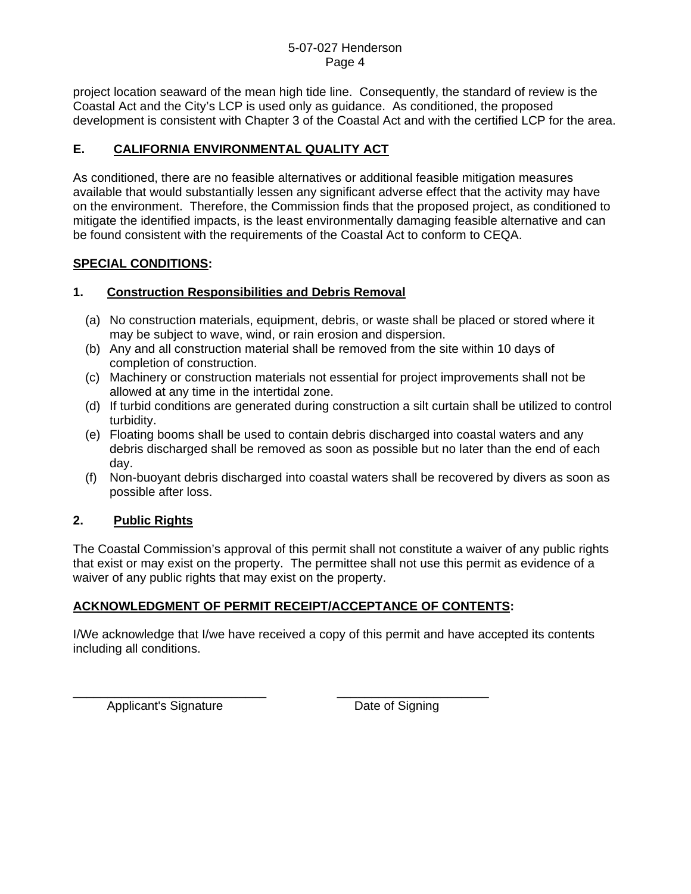project location seaward of the mean high tide line. Consequently, the standard of review is the Coastal Act and the City's LCP is used only as guidance. As conditioned, the proposed development is consistent with Chapter 3 of the Coastal Act and with the certified LCP for the area.

## E. CALIFORNIA ENVIRONMENTAL QUALITY ACT

As conditioned, there are no feasible alternatives or additional feasible mitigation measures available that would substantially lessen any significant adverse effect that the activity may have on the environment. Therefore, the Commission finds that the proposed project, as conditioned to mitigate the identified impacts, is the least environmentally damaging feasible alternative and can be found consistent with the requirements of the Coastal Act to conform to CEQA.

## SPECIAL CONDITIONS:

### 1. Construction Responsibilities and Debris Removal

(a) No construction materials, equipment, debris, or waste shall be placed or stored where it may be subject to wave, wind, or rain erosion and dispersion.
(b) Any and all construction material shall be removed from the site within 10 days of completion of construction.
(c) Machinery or construction materials not essential for project improvements shall not be allowed at any time in the intertidal zone.
(d) If turbid conditions are generated during construction a silt curtain shall be utilized to control turbidity.
(e) Floating booms shall be used to contain debris discharged into coastal waters and any debris discharged shall be removed as soon as possible but no later than the end of each day.
(f) Non-buoyant debris discharged into coastal waters shall be recovered by divers as soon as possible after loss.

### 2. Public Rights

The Coastal Commission's approval of this permit shall not constitute a waiver of any public rights that exist or may exist on the property. The permittee shall not use this permit as evidence of a waiver of any public rights that may exist on the property.

## ACKNOWLEDGMENT OF PERMIT RECEIPT/ACCEPTANCE OF CONTENTS:

I/We acknowledge that I/we have received a copy of this permit and have accepted its contents including all conditions.

\_\_\_\_\_\_\_\_\_\_\_\_\_\_\_\_\_\_\_\_\_\_\_\_\_\_\_\_ \_\_\_\_\_\_\_\_\_\_\_\_\_\_\_\_\_\_\_\_\_\_
Applicant's Signature Date of Signing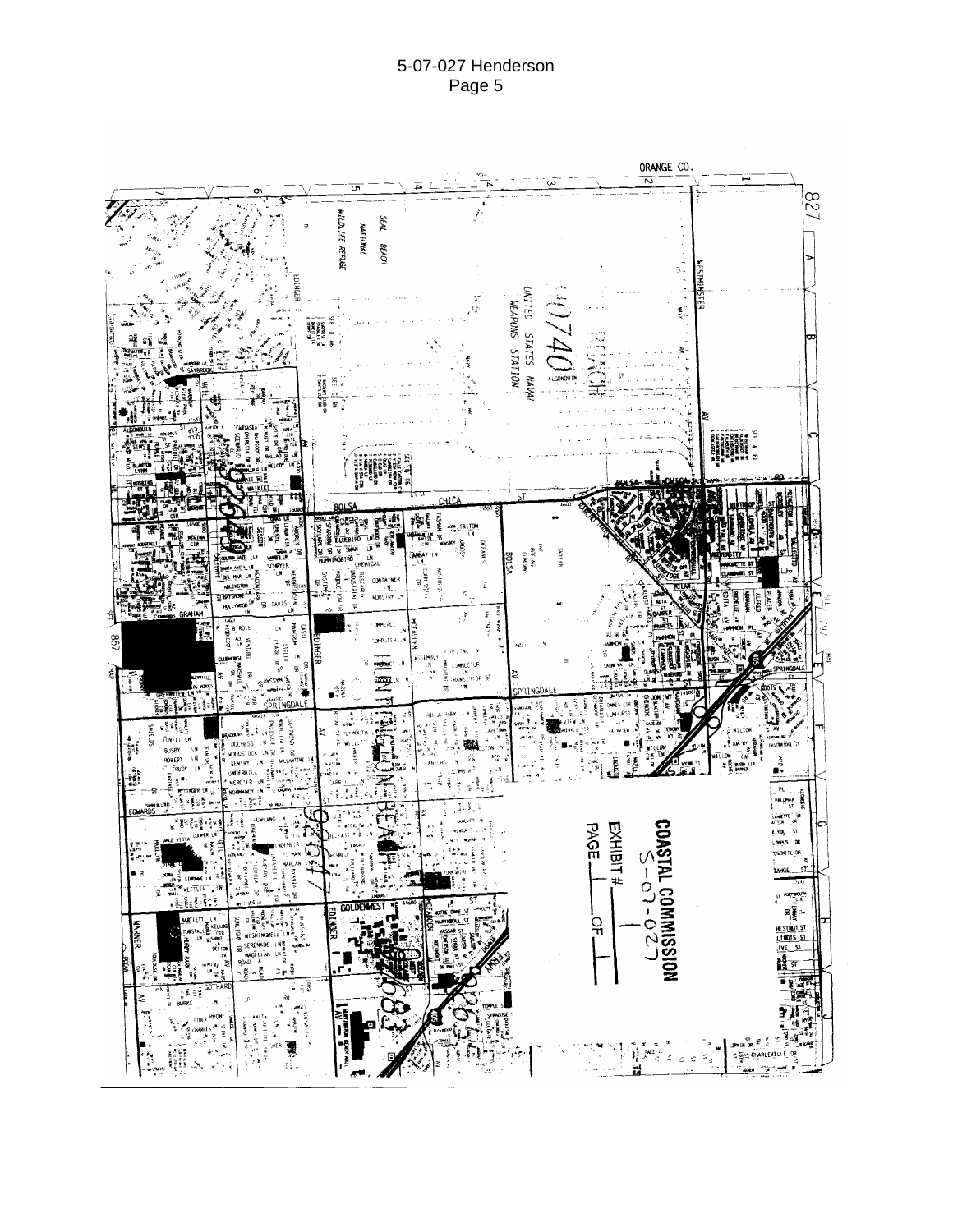COASTAL COMMISSION
5-07-027

EXHIBIT # 1

PAGE 1 OF 1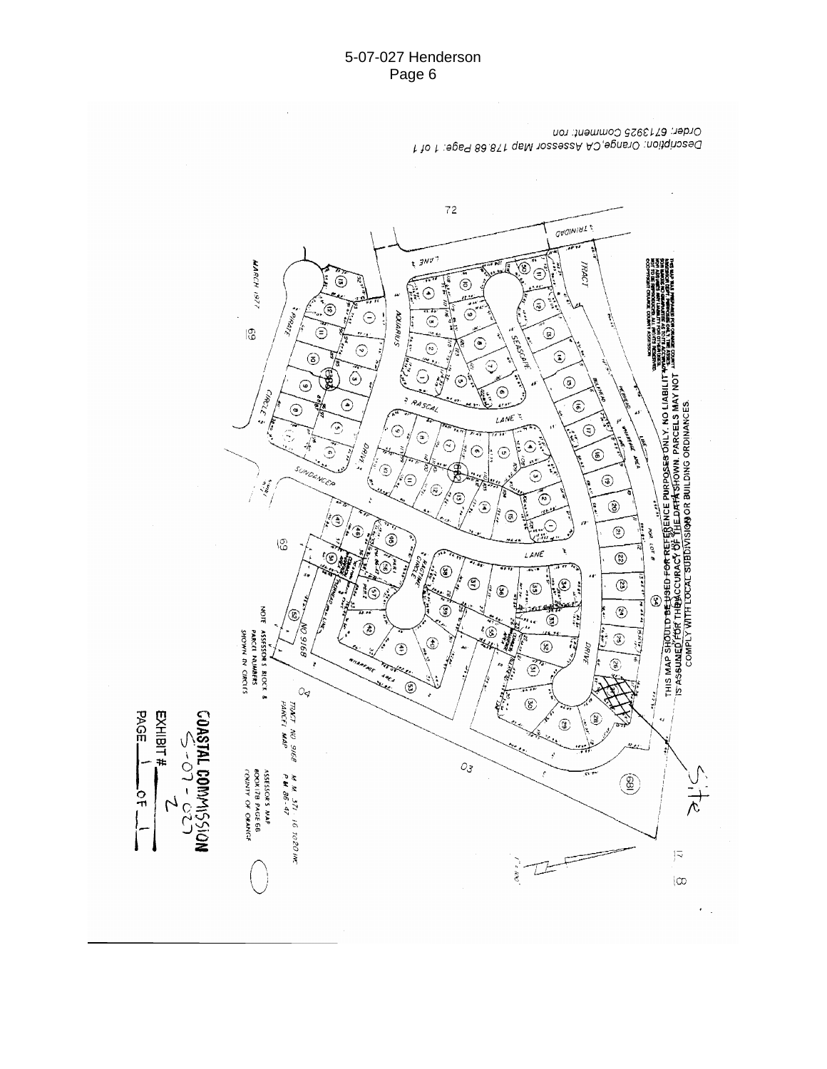Description: Orange,CA Assessor Map 178.68 Page: 1 of 1
Order: 6713925 Comment: ron

THIS MAP SHOULD BE USED FOR REFERENCE PURPOSES ONLY. NO LIABILITY IS ASSUMED FOR THE ACCURACY OF THE DATA SHOWN. PARCELS MAY NOT COMPLY WITH LOCAL SUBDIVISION OR BUILDING ORDINANCES.

Site

MARCH 1977

NOTE ASSESSOR'S BLOCK & PARCEL NUMBERS SHOWN IN CIRCLES

TRACT NO 9168
PARCEL MAP

M.M. 371 16 TO 20 INC
P.M. 86-47

ASSESSOR'S MAP
BOOK 178 PAGE 68
COUNTY OF ORANGE

COASTAL COMMISSION
5-07-027

EXHIBIT # 2
PAGE 1 OF 1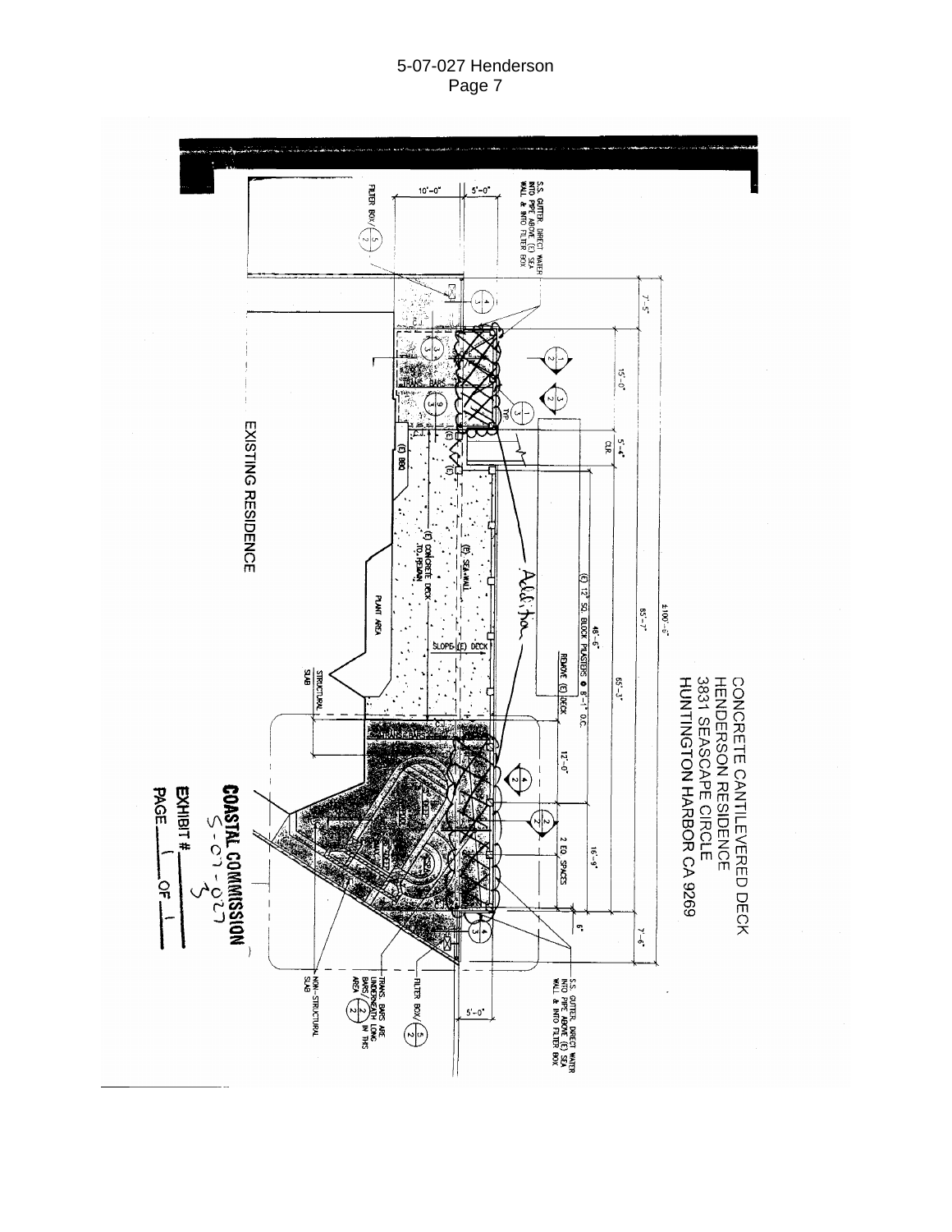CONCRETE CANTILEVERED DECK
HENDERSON RESIDENCE
3831 SEASCAPE CIRCLE
HUNTINGTON HARBOR CA 9269

EXISTING RESIDENCE

S.S. GUTTER. DIRECT WATER INTO PIPE ABOVE (E) SEA WALL & INTO FILTER BOX

FILTER BOX

10'-0"

5'-0"

7'-5"

15'-0"

5'-4" CLR.

(E) 12" SQ. BLOCK PILASTERS @ 8'-1" O.C.

48'-6"

85'-7"

±100'-6"

65'-3"

REMOVE (E) DECK

12'-0"

16'-9"

2 EQ. SPACES

6"

7'-6"

TRANS. BARS

TYP.

(E) BBQ

(E) SEA-WALL

(E) CONCRETE DECK TO REMAIN

PLANT AREA

SLOPE (E) DECK

Addition

STRUCTURAL SLAB

NON-STRUCTURAL SLAB

TRANS. BARS ARE UNDERNEATH LONG BARS IN THIS AREA

COASTAL COMMISSION
5-07-027
EXHIBIT # 3
PAGE 1 OF 1